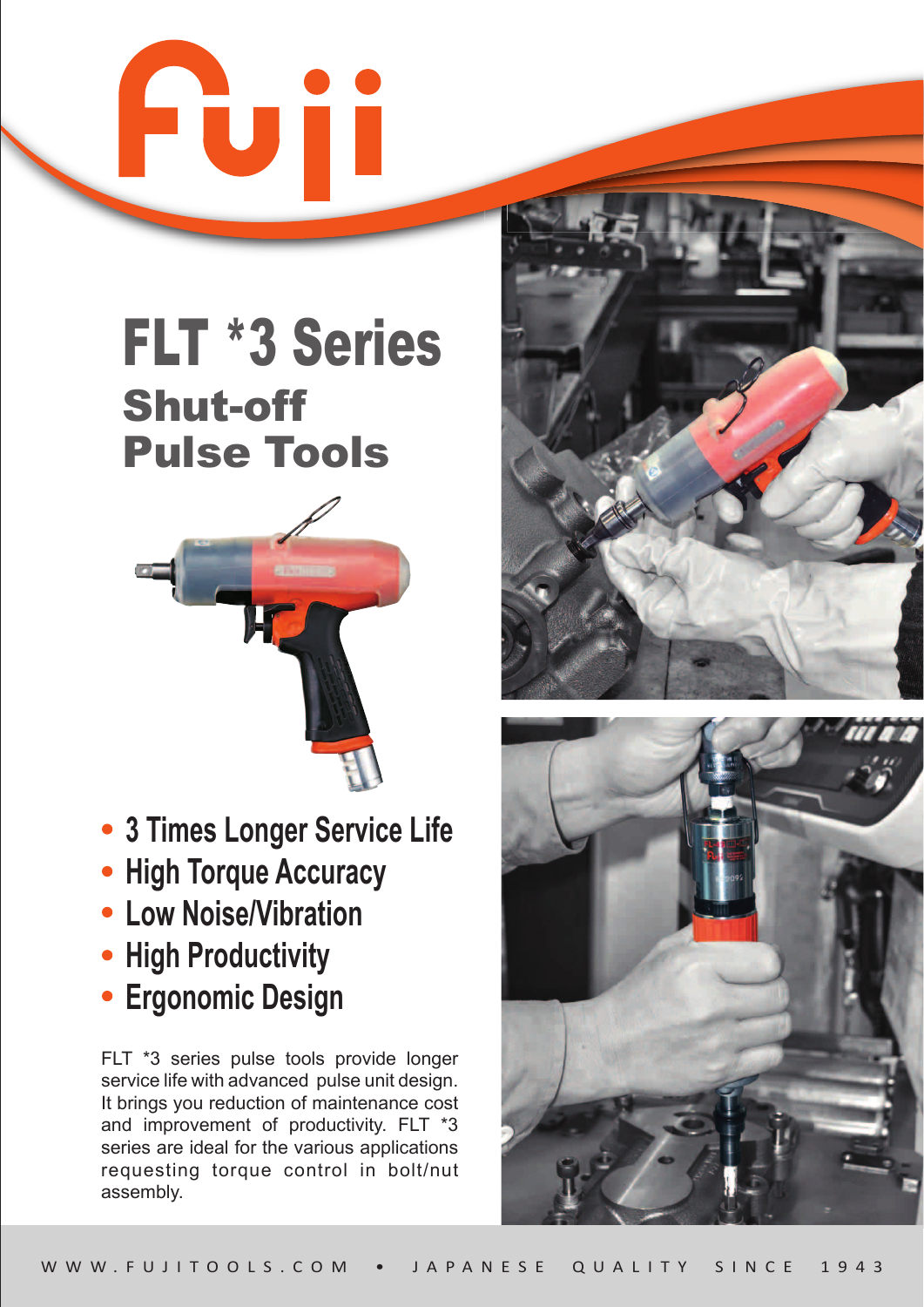# FLT *3 Series

## Shut-off Pulse Tools

- 3 Times Longer Service Life
- High Torque Accuracy
- Low Noise/Vibration
- High Productivity
- Ergonomic Design

FLT *3 series pulse tools provide longer service life with advanced pulse unit design. It brings you reduction of maintenance cost and improvement of productivity. FLT *3 series are ideal for the various applications requesting torque control in bolt/nut assembly.

WWW.FUJITOOLS.COM • JAPANESE QUALITY SINCE 1943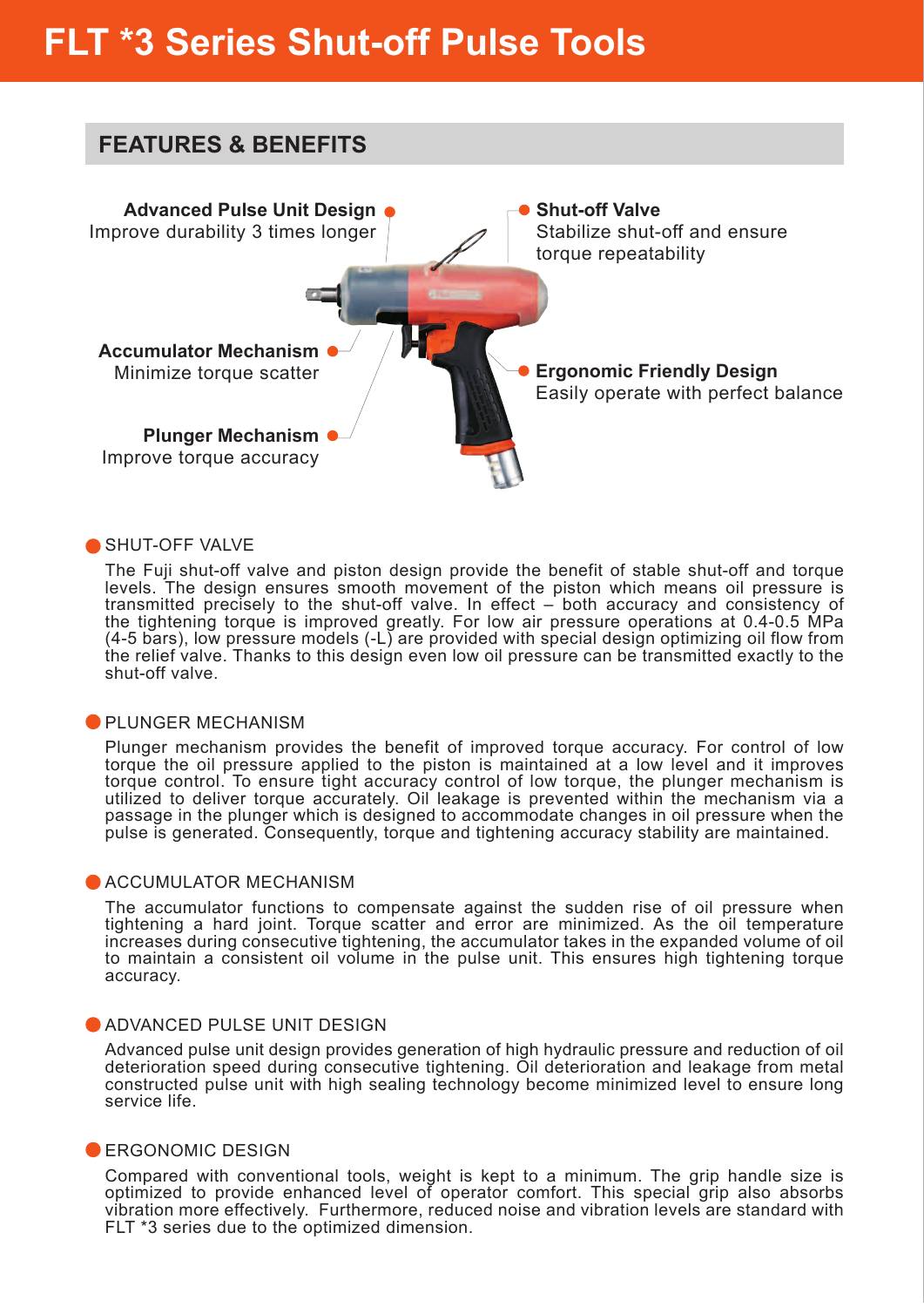# FLT *3 Series Shut-off Pulse Tools

## FEATURES & BENEFITS

**Advanced Pulse Unit Design**
Improve durability 3 times longer

**Shut-off Valve**
Stabilize shut-off and ensure torque repeatability

**Accumulator Mechanism**
Minimize torque scatter

**Ergonomic Friendly Design**
Easily operate with perfect balance

**Plunger Mechanism**
Improve torque accuracy

### SHUT-OFF VALVE

The Fuji shut-off valve and piston design provide the benefit of stable shut-off and torque levels. The design ensures smooth movement of the piston which means oil pressure is transmitted precisely to the shut-off valve. In effect – both accuracy and consistency of the tightening torque is improved greatly. For low air pressure operations at 0.4-0.5 MPa (4-5 bars), low pressure models (-L) are provided with special design optimizing oil flow from the relief valve. Thanks to this design even low oil pressure can be transmitted exactly to the shut-off valve.

### PLUNGER MECHANISM

Plunger mechanism provides the benefit of improved torque accuracy. For control of low torque the oil pressure applied to the piston is maintained at a low level and it improves torque control. To ensure tight accuracy control of low torque, the plunger mechanism is utilized to deliver torque accurately. Oil leakage is prevented within the mechanism via a passage in the plunger which is designed to accommodate changes in oil pressure when the pulse is generated. Consequently, torque and tightening accuracy stability are maintained.

### ACCUMULATOR MECHANISM

The accumulator functions to compensate against the sudden rise of oil pressure when tightening a hard joint. Torque scatter and error are minimized. As the oil temperature increases during consecutive tightening, the accumulator takes in the expanded volume of oil to maintain a consistent oil volume in the pulse unit. This ensures high tightening torque accuracy.

### ADVANCED PULSE UNIT DESIGN

Advanced pulse unit design provides generation of high hydraulic pressure and reduction of oil deterioration speed during consecutive tightening. Oil deterioration and leakage from metal constructed pulse unit with high sealing technology become minimized level to ensure long service life.

### ERGONOMIC DESIGN

Compared with conventional tools, weight is kept to a minimum. The grip handle size is optimized to provide enhanced level of operator comfort. This special grip also absorbs vibration more effectively. Furthermore, reduced noise and vibration levels are standard with FLT *3 series due to the optimized dimension.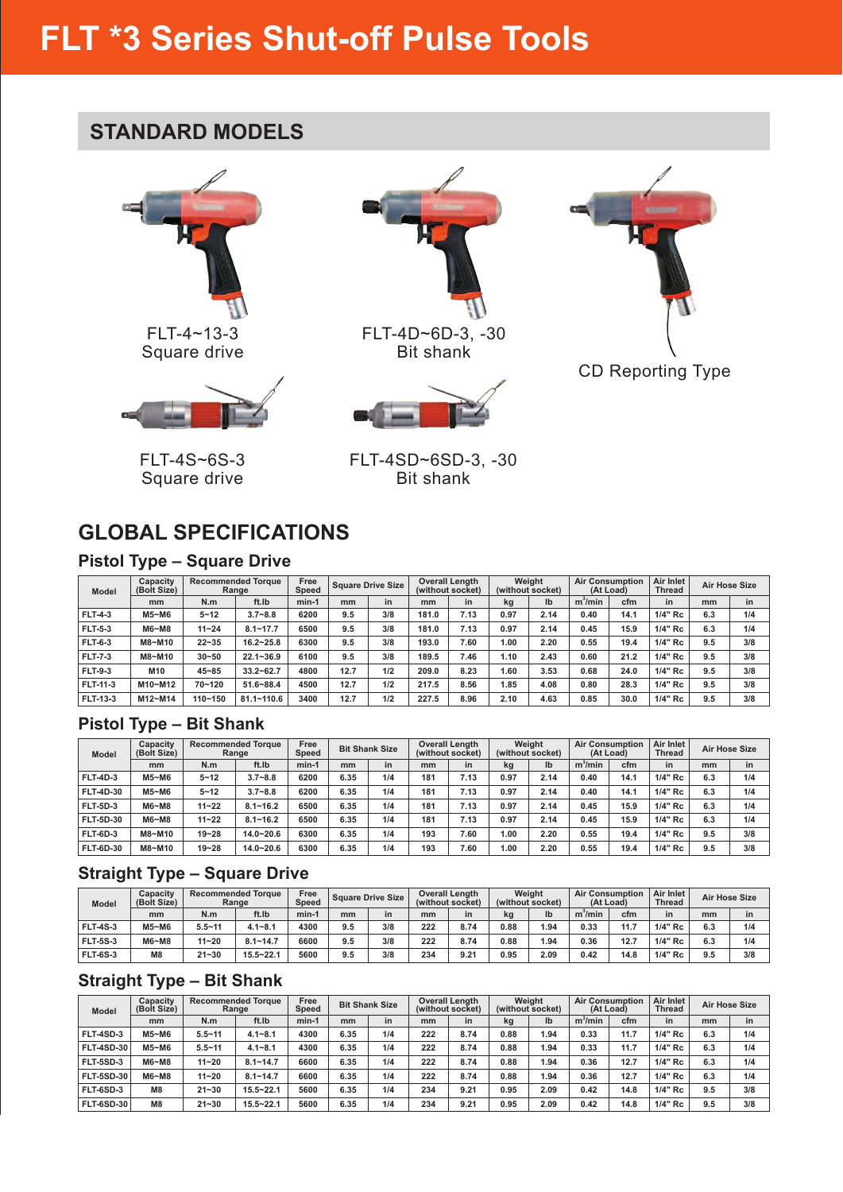# FLT *3 Series Shut-off Pulse Tools

## STANDARD MODELS

FLT-4~13-3
Square drive

FLT-4D~6D-3, -30
Bit shank

CD Reporting Type

FLT-4S~6S-3
Square drive

FLT-4SD~6SD-3, -30
Bit shank

## GLOBAL SPECIFICATIONS

### Pistol Type – Square Drive

| Model | Capacity (Bolt Size) | Recommended Torque Range | | Free Speed | Square Drive Size | | Overall Length (without socket) | | Weight (without socket) | | Air Consumption (At Load) | | Air Inlet Thread | Air Hose Size | |
|---|---|---|---|---|---|---|---|---|---|---|---|---|---|---|---|
| | mm | N.m | ft.lb | min-1 | mm | in | mm | in | kg | lb | m³/min | cfm | in | mm | in |
| FLT-4-3 | M5~M6 | 5~12 | 3.7~8.8 | 6200 | 9.5 | 3/8 | 181.0 | 7.13 | 0.97 | 2.14 | 0.40 | 14.1 | 1/4" Rc | 6.3 | 1/4 |
| FLT-5-3 | M6~M8 | 11~24 | 8.1~17.7 | 6500 | 9.5 | 3/8 | 181.0 | 7.13 | 0.97 | 2.14 | 0.45 | 15.9 | 1/4" Rc | 6.3 | 1/4 |
| FLT-6-3 | M8~M10 | 22~35 | 16.2~25.8 | 6300 | 9.5 | 3/8 | 193.0 | 7.60 | 1.00 | 2.20 | 0.55 | 19.4 | 1/4" Rc | 9.5 | 3/8 |
| FLT-7-3 | M8~M10 | 30~50 | 22.1~36.9 | 6100 | 9.5 | 3/8 | 189.5 | 7.46 | 1.10 | 2.43 | 0.60 | 21.2 | 1/4" Rc | 9.5 | 3/8 |
| FLT-9-3 | M10 | 45~85 | 33.2~62.7 | 4800 | 12.7 | 1/2 | 209.0 | 8.23 | 1.60 | 3.53 | 0.68 | 24.0 | 1/4" Rc | 9.5 | 3/8 |
| FLT-11-3 | M10~M12 | 70~120 | 51.6~88.4 | 4500 | 12.7 | 1/2 | 217.5 | 8.56 | 1.85 | 4.08 | 0.80 | 28.3 | 1/4" Rc | 9.5 | 3/8 |
| FLT-13-3 | M12~M14 | 110~150 | 81.1~110.6 | 3400 | 12.7 | 1/2 | 227.5 | 8.96 | 2.10 | 4.63 | 0.85 | 30.0 | 1/4" Rc | 9.5 | 3/8 |

### Pistol Type – Bit Shank

| Model | Capacity (Bolt Size) | Recommended Torque Range | | Free Speed | Bit Shank Size | | Overall Length (without socket) | | Weight (without socket) | | Air Consumption (At Load) | | Air Inlet Thread | Air Hose Size | |
|---|---|---|---|---|---|---|---|---|---|---|---|---|---|---|---|
| | mm | N.m | ft.lb | min-1 | mm | in | mm | in | kg | lb | m³/min | cfm | in | mm | in |
| FLT-4D-3 | M5~M6 | 5~12 | 3.7~8.8 | 6200 | 6.35 | 1/4 | 181 | 7.13 | 0.97 | 2.14 | 0.40 | 14.1 | 1/4" Rc | 6.3 | 1/4 |
| FLT-4D-30 | M5~M6 | 5~12 | 3.7~8.8 | 6200 | 6.35 | 1/4 | 181 | 7.13 | 0.97 | 2.14 | 0.40 | 14.1 | 1/4" Rc | 6.3 | 1/4 |
| FLT-5D-3 | M6~M8 | 11~22 | 8.1~16.2 | 6500 | 6.35 | 1/4 | 181 | 7.13 | 0.97 | 2.14 | 0.45 | 15.9 | 1/4" Rc | 6.3 | 1/4 |
| FLT-5D-30 | M6~M8 | 11~22 | 8.1~16.2 | 6500 | 6.35 | 1/4 | 181 | 7.13 | 0.97 | 2.14 | 0.45 | 15.9 | 1/4" Rc | 6.3 | 1/4 |
| FLT-6D-3 | M8~M10 | 19~28 | 14.0~20.6 | 6300 | 6.35 | 1/4 | 193 | 7.60 | 1.00 | 2.20 | 0.55 | 19.4 | 1/4" Rc | 9.5 | 3/8 |
| FLT-6D-30 | M8~M10 | 19~28 | 14.0~20.6 | 6300 | 6.35 | 1/4 | 193 | 7.60 | 1.00 | 2.20 | 0.55 | 19.4 | 1/4" Rc | 9.5 | 3/8 |

### Straight Type – Square Drive

| Model | Capacity (Bolt Size) | Recommended Torque Range | | Free Speed | Square Drive Size | | Overall Length (without socket) | | Weight (without socket) | | Air Consumption (At Load) | | Air Inlet Thread | Air Hose Size | |
|---|---|---|---|---|---|---|---|---|---|---|---|---|---|---|---|
| | mm | N.m | ft.lb | min-1 | mm | in | mm | in | kg | lb | m³/min | cfm | in | mm | in |
| FLT-4S-3 | M5~M6 | 5.5~11 | 4.1~8.1 | 4300 | 9.5 | 3/8 | 222 | 8.74 | 0.88 | 1.94 | 0.33 | 11.7 | 1/4" Rc | 6.3 | 1/4 |
| FLT-5S-3 | M6~M8 | 11~20 | 8.1~14.7 | 6600 | 9.5 | 3/8 | 222 | 8.74 | 0.88 | 1.94 | 0.36 | 12.7 | 1/4" Rc | 6.3 | 1/4 |
| FLT-6S-3 | M8 | 21~30 | 15.5~22.1 | 5600 | 9.5 | 3/8 | 234 | 9.21 | 0.95 | 2.09 | 0.42 | 14.8 | 1/4" Rc | 9.5 | 3/8 |

### Straight Type – Bit Shank

| Model | Capacity (Bolt Size) | Recommended Torque Range | | Free Speed | Bit Shank Size | | Overall Length (without socket) | | Weight (without socket) | | Air Consumption (At Load) | | Air Inlet Thread | Air Hose Size | |
|---|---|---|---|---|---|---|---|---|---|---|---|---|---|---|---|
| | mm | N.m | ft.lb | min-1 | mm | in | mm | in | kg | lb | m³/min | cfm | in | mm | in |
| FLT-4SD-3 | M5~M6 | 5.5~11 | 4.1~8.1 | 4300 | 6.35 | 1/4 | 222 | 8.74 | 0.88 | 1.94 | 0.33 | 11.7 | 1/4" Rc | 6.3 | 1/4 |
| FLT-4SD-30 | M5~M6 | 5.5~11 | 4.1~8.1 | 4300 | 6.35 | 1/4 | 222 | 8.74 | 0.88 | 1.94 | 0.33 | 11.7 | 1/4" Rc | 6.3 | 1/4 |
| FLT-5SD-3 | M6~M8 | 11~20 | 8.1~14.7 | 6600 | 6.35 | 1/4 | 222 | 8.74 | 0.88 | 1.94 | 0.36 | 12.7 | 1/4" Rc | 6.3 | 1/4 |
| FLT-5SD-30 | M6~M8 | 11~20 | 8.1~14.7 | 6600 | 6.35 | 1/4 | 222 | 8.74 | 0.88 | 1.94 | 0.36 | 12.7 | 1/4" Rc | 6.3 | 1/4 |
| FLT-6SD-3 | M8 | 21~30 | 15.5~22.1 | 5600 | 6.35 | 1/4 | 234 | 9.21 | 0.95 | 2.09 | 0.42 | 14.8 | 1/4" Rc | 9.5 | 3/8 |
| FLT-6SD-30 | M8 | 21~30 | 15.5~22.1 | 5600 | 6.35 | 1/4 | 234 | 9.21 | 0.95 | 2.09 | 0.42 | 14.8 | 1/4" Rc | 9.5 | 3/8 |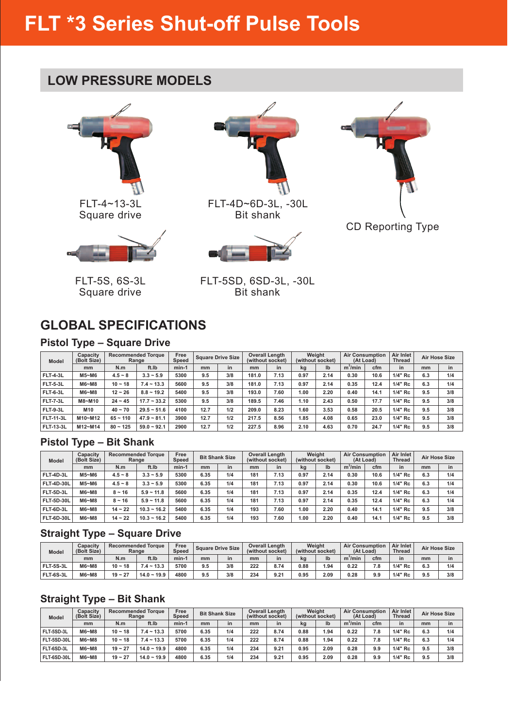# FLT *3 Series Shut-off Pulse Tools

## LOW PRESSURE MODELS

FLT-4~13-3L
Square drive

FLT-4D~6D-3L, -30L
Bit shank

CD Reporting Type

FLT-5S, 6S-3L
Square drive

FLT-5SD, 6SD-3L, -30L
Bit shank

## GLOBAL SPECIFICATIONS

### Pistol Type – Square Drive

| Model | Capacity (Bolt Size) | Recommended Torque Range | | Free Speed | Square Drive Size | | Overall Length (without socket) | | Weight (without socket) | | Air Consumption (At Load) | | Air Inlet Thread | Air Hose Size | |
|---|---|---|---|---|---|---|---|---|---|---|---|---|---|---|---|
| | mm | N.m | ft.lb | min-1 | mm | in | mm | in | kg | lb | $m^3$/min | cfm | in | mm | in |
| FLT-4-3L | M5~M6 | 4.5 ~ 8 | 3.3 ~ 5.9 | 5300 | 9.5 | 3/8 | 181.0 | 7.13 | 0.97 | 2.14 | 0.30 | 10.6 | 1/4" Rc | 6.3 | 1/4 |
| FLT-5-3L | M6~M8 | 10 ~ 18 | 7.4 ~ 13.3 | 5600 | 9.5 | 3/8 | 181.0 | 7.13 | 0.97 | 2.14 | 0.35 | 12.4 | 1/4" Rc | 6.3 | 1/4 |
| FLT-6-3L | M6~M8 | 12 ~ 26 | 8.8 ~ 19.2 | 5400 | 9.5 | 3/8 | 193.0 | 7.60 | 1.00 | 2.20 | 0.40 | 14.1 | 1/4" Rc | 9.5 | 3/8 |
| FLT-7-3L | M8~M10 | 24 ~ 45 | 17.7 ~ 33.2 | 5300 | 9.5 | 3/8 | 189.5 | 7.46 | 1.10 | 2.43 | 0.50 | 17.7 | 1/4" Rc | 9.5 | 3/8 |
| FLT-9-3L | M10 | 40 ~ 70 | 29.5 ~ 51.6 | 4100 | 12.7 | 1/2 | 209.0 | 8.23 | 1.60 | 3.53 | 0.58 | 20.5 | 1/4" Rc | 9.5 | 3/8 |
| FLT-11-3L | M10~M12 | 65 ~ 110 | 47.9 ~ 81.1 | 3900 | 12.7 | 1/2 | 217.5 | 8.56 | 1.85 | 4.08 | 0.65 | 23.0 | 1/4" Rc | 9.5 | 3/8 |
| FLT-13-3L | M12~M14 | 80 ~ 125 | 59.0 ~ 92.1 | 2900 | 12.7 | 1/2 | 227.5 | 8.96 | 2.10 | 4.63 | 0.70 | 24.7 | 1/4" Rc | 9.5 | 3/8 |

### Pistol Type – Bit Shank

| Model | Capacity (Bolt Size) | Recommended Torque Range | | Free Speed | Bit Shank Size | | Overall Length (without socket) | | Weight (without socket) | | Air Consumption (At Load) | | Air Inlet Thread | Air Hose Size | |
|---|---|---|---|---|---|---|---|---|---|---|---|---|---|---|---|
| | mm | N.m | ft.lb | min-1 | mm | in | mm | in | kg | lb | $m^3$/min | cfm | in | mm | in |
| FLT-4D-3L | M5~M6 | 4.5 ~ 8 | 3.3 ~ 5.9 | 5300 | 6.35 | 1/4 | 181 | 7.13 | 0.97 | 2.14 | 0.30 | 10.6 | 1/4" Rc | 6.3 | 1/4 |
| FLT-4D-30L | M5~M6 | 4.5 ~ 8 | 3.3 ~ 5.9 | 5300 | 6.35 | 1/4 | 181 | 7.13 | 0.97 | 2.14 | 0.30 | 10.6 | 1/4" Rc | 6.3 | 1/4 |
| FLT-5D-3L | M6~M8 | 8 ~ 16 | 5.9 ~ 11.8 | 5600 | 6.35 | 1/4 | 181 | 7.13 | 0.97 | 2.14 | 0.35 | 12.4 | 1/4" Rc | 6.3 | 1/4 |
| FLT-5D-30L | M6~M8 | 8 ~ 16 | 5.9 ~ 11.8 | 5600 | 6.35 | 1/4 | 181 | 7.13 | 0.97 | 2.14 | 0.35 | 12.4 | 1/4" Rc | 6.3 | 1/4 |
| FLT-6D-3L | M6~M8 | 14 ~ 22 | 10.3 ~ 16.2 | 5400 | 6.35 | 1/4 | 193 | 7.60 | 1.00 | 2.20 | 0.40 | 14.1 | 1/4" Rc | 9.5 | 3/8 |
| FLT-6D-30L | M6~M8 | 14 ~ 22 | 10.3 ~ 16.2 | 5400 | 6.35 | 1/4 | 193 | 7.60 | 1.00 | 2.20 | 0.40 | 14.1 | 1/4" Rc | 9.5 | 3/8 |

### Straight Type – Square Drive

| Model | Capacity (Bolt Size) | Recommended Torque Range | | Free Speed | Square Drive Size | | Overall Length (without socket) | | Weight (without socket) | | Air Consumption (At Load) | | Air Inlet Thread | Air Hose Size | |
|---|---|---|---|---|---|---|---|---|---|---|---|---|---|---|---|
| | mm | N.m | ft.lb | min-1 | mm | in | mm | in | kg | lb | $m^3$/min | cfm | in | mm | in |
| FLT-5S-3L | M6~M8 | 10 ~ 18 | 7.4 ~ 13.3 | 5700 | 9.5 | 3/8 | 222 | 8.74 | 0.88 | 1.94 | 0.22 | 7.8 | 1/4" Rc | 6.3 | 1/4 |
| FLT-6S-3L | M6~M8 | 19 ~ 27 | 14.0 ~ 19.9 | 4800 | 9.5 | 3/8 | 234 | 9.21 | 0.95 | 2.09 | 0.28 | 9.9 | 1/4" Rc | 9.5 | 3/8 |

### Straight Type – Bit Shank

| Model | Capacity (Bolt Size) | Recommended Torque Range | | Free Speed | Bit Shank Size | | Overall Length (without socket) | | Weight (without socket) | | Air Consumption (At Load) | | Air Inlet Thread | Air Hose Size | |
|---|---|---|---|---|---|---|---|---|---|---|---|---|---|---|---|
| | mm | N.m | ft.lb | min-1 | mm | in | mm | in | kg | lb | $m^3$/min | cfm | in | mm | in |
| FLT-5SD-3L | M6~M8 | 10 ~ 18 | 7.4 ~ 13.3 | 5700 | 6.35 | 1/4 | 222 | 8.74 | 0.88 | 1.94 | 0.22 | 7.8 | 1/4" Rc | 6.3 | 1/4 |
| FLT-5SD-30L | M6~M8 | 10 ~ 18 | 7.4 ~ 13.3 | 5700 | 6.35 | 1/4 | 222 | 8.74 | 0.88 | 1.94 | 0.22 | 7.8 | 1/4" Rc | 6.3 | 1/4 |
| FLT-6SD-3L | M6~M8 | 19 ~ 27 | 14.0 ~ 19.9 | 4800 | 6.35 | 1/4 | 234 | 9.21 | 0.95 | 2.09 | 0.28 | 9.9 | 1/4" Rc | 9.5 | 3/8 |
| FLT-6SD-30L | M6~M8 | 19 ~ 27 | 14.0 ~ 19.9 | 4800 | 6.35 | 1/4 | 234 | 9.21 | 0.95 | 2.09 | 0.28 | 9.9 | 1/4" Rc | 9.5 | 3/8 |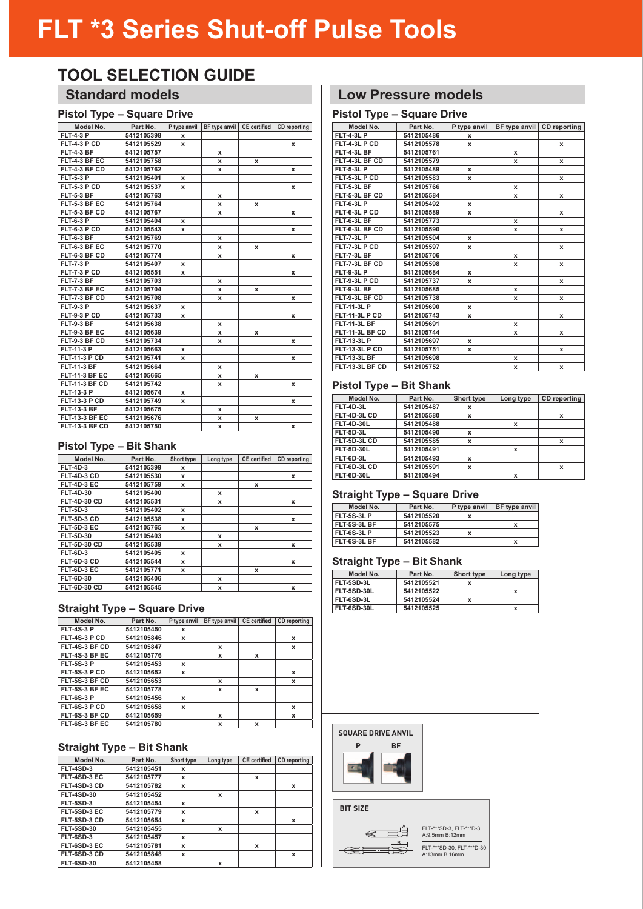# FLT *3 Series Shut-off Pulse Tools

## TOOL SELECTION GUIDE

### Standard models

#### Pistol Type – Square Drive

| Model No. | Part No. | P type anvil | BF type anvil | CE certified | CD reporting |
|---|---|---|---|---|---|
| FLT-4-3 P | 5412105398 | x | | | |
| FLT-4-3 P CD | 5412105529 | x | | | x |
| FLT-4-3 BF | 5412105757 | | x | | |
| FLT-4-3 BF EC | 5412105758 | | x | x | |
| FLT-4-3 BF CD | 5412105762 | | x | | x |
| FLT-5-3 P | 5412105401 | x | | | |
| FLT-5-3 P CD | 5412105537 | x | | | x |
| FLT-5-3 BF | 5412105763 | | x | | |
| FLT-5-3 BF EC | 5412105764 | | x | x | |
| FLT-5-3 BF CD | 5412105767 | | x | | x |
| FLT-6-3 P | 5412105404 | x | | | |
| FLT-6-3 P CD | 5412105543 | x | | | x |
| FLT-6-3 BF | 5412105769 | | x | | |
| FLT-6-3 BF EC | 5412105770 | | x | x | |
| FLT-6-3 BF CD | 5412105774 | | x | | x |
| FLT-7-3 P | 5412105407 | x | | | |
| FLT-7-3 P CD | 5412105551 | x | | | x |
| FLT-7-3 BF | 5412105703 | | x | | |
| FLT-7-3 BF EC | 5412105704 | | x | x | |
| FLT-7-3 BF CD | 5412105708 | | x | | x |
| FLT-9-3 P | 5412105637 | x | | | |
| FLT-9-3 P CD | 5412105733 | x | | | x |
| FLT-9-3 BF | 5412105638 | | x | | |
| FLT-9-3 BF EC | 5412105639 | | x | x | |
| FLT-9-3 BF CD | 5412105734 | | x | | x |
| FLT-11-3 P | 5412105663 | x | | | |
| FLT-11-3 P CD | 5412105741 | x | | | x |
| FLT-11-3 BF | 5412105664 | | x | | |
| FLT-11-3 BF EC | 5412105665 | | x | x | |
| FLT-11-3 BF CD | 5412105742 | | x | | x |
| FLT-13-3 P | 5412105674 | x | | | |
| FLT-13-3 P CD | 5412105749 | x | | | x |
| FLT-13-3 BF | 5412105675 | | x | | |
| FLT-13-3 BF EC | 5412105676 | | x | x | |
| FLT-13-3 BF CD | 5412105750 | | x | | x |

#### Pistol Type – Bit Shank

| Model No. | Part No. | Short type | Long type | CE certified | CD reporting |
|---|---|---|---|---|---|
| FLT-4D-3 | 5412105399 | x | | | |
| FLT-4D-3 CD | 5412105530 | x | | | x |
| FLT-4D-3 EC | 5412105759 | x | | x | |
| FLT-4D-30 | 5412105400 | | x | | |
| FLT-4D-30 CD | 5412105531 | | x | | x |
| FLT-5D-3 | 5412105402 | x | | | |
| FLT-5D-3 CD | 5412105538 | x | | | x |
| FLT-5D-3 EC | 5412105765 | x | | x | |
| FLT-5D-30 | 5412105403 | | x | | |
| FLT-5D-30 CD | 5412105539 | | x | | x |
| FLT-6D-3 | 5412105405 | x | | | |
| FLT-6D-3 CD | 5412105544 | x | | | x |
| FLT-6D-3 EC | 5412105771 | x | | x | |
| FLT-6D-30 | 5412105406 | | x | | |
| FLT-6D-30 CD | 5412105545 | | x | | x |

#### Straight Type – Square Drive

| Model No. | Part No. | P type anvil | BF type anvil | CE certified | CD reporting |
|---|---|---|---|---|---|
| FLT-4S-3 P | 5412105450 | x | | | |
| FLT-4S-3 P CD | 5412105846 | x | | | x |
| FLT-4S-3 BF CD | 5412105847 | | x | | x |
| FLT-4S-3 BF EC | 5412105776 | | x | x | |
| FLT-5S-3 P | 5412105453 | x | | | |
| FLT-5S-3 P CD | 5412105652 | x | | | x |
| FLT-5S-3 BF CD | 5412105653 | | x | | x |
| FLT-5S-3 BF EC | 5412105778 | | x | x | |
| FLT-6S-3 P | 5412105456 | x | | | |
| FLT-6S-3 P CD | 5412105658 | x | | | x |
| FLT-6S-3 BF CD | 5412105659 | | x | | x |
| FLT-6S-3 BF EC | 5412105780 | | x | x | |

#### Straight Type – Bit Shank

| Model No. | Part No. | Short type | Long type | CE certified | CD reporting |
|---|---|---|---|---|---|
| FLT-4SD-3 | 5412105451 | x | | | |
| FLT-4SD-3 EC | 5412105777 | x | | x | |
| FLT-4SD-3 CD | 5412105782 | x | | | x |
| FLT-4SD-30 | 5412105452 | | x | | |
| FLT-5SD-3 | 5412105454 | x | | | |
| FLT-5SD-3 EC | 5412105779 | x | | x | |
| FLT-5SD-3 CD | 5412105654 | x | | | x |
| FLT-5SD-30 | 5412105455 | | x | | |
| FLT-6SD-3 | 5412105457 | x | | | |
| FLT-6SD-3 EC | 5412105781 | x | | x | |
| FLT-6SD-3 CD | 5412105848 | x | | | x |
| FLT-6SD-30 | 5412105458 | | x | | |

### Low Pressure models

#### Pistol Type – Square Drive

| Model No. | Part No. | P type anvil | BF type anvil | CD reporting |
|---|---|---|---|---|
| FLT-4-3L P | 5412105486 | x | | |
| FLT-4-3L P CD | 5412105578 | x | | x |
| FLT-4-3L BF | 5412105761 | | x | |
| FLT-4-3L BF CD | 5412105579 | | x | x |
| FLT-5-3L P | 5412105489 | x | | |
| FLT-5-3L P CD | 5412105583 | x | | x |
| FLT-5-3L BF | 5412105766 | | x | |
| FLT-5-3L BF CD | 5412105584 | | x | x |
| FLT-6-3L P | 5412105492 | x | | |
| FLT-6-3L P CD | 5412105589 | x | | x |
| FLT-6-3L BF | 5412105773 | | x | |
| FLT-6-3L BF CD | 5412105590 | | x | x |
| FLT-7-3L P | 5412105504 | x | | |
| FLT-7-3L P CD | 5412105597 | x | | x |
| FLT-7-3L BF | 5412105706 | | x | |
| FLT-7-3L BF CD | 5412105598 | | x | x |
| FLT-9-3L P | 5412105684 | x | | |
| FLT-9-3L P CD | 5412105737 | x | | x |
| FLT-9-3L BF | 5412105685 | | x | |
| FLT-9-3L BF CD | 5412105738 | | x | x |
| FLT-11-3L P | 5412105690 | x | | |
| FLT-11-3L P CD | 5412105743 | x | | x |
| FLT-11-3L BF | 5412105691 | | x | |
| FLT-11-3L BF CD | 5412105744 | | x | x |
| FLT-13-3L P | 5412105697 | x | | |
| FLT-13-3L P CD | 5412105751 | x | | x |
| FLT-13-3L BF | 5412105698 | | x | |
| FLT-13-3L BF CD | 5412105752 | | x | x |

#### Pistol Type – Bit Shank

| Model No. | Part No. | Short type | Long type | CD reporting |
|---|---|---|---|---|
| FLT-4D-3L | 5412105487 | x | | |
| FLT-4D-3L CD | 5412105580 | x | | x |
| FLT-4D-30L | 5412105488 | | x | |
| FLT-5D-3L | 5412105490 | x | | |
| FLT-5D-3L CD | 5412105585 | x | | x |
| FLT-5D-30L | 5412105491 | | x | |
| FLT-6D-3L | 5412105493 | x | | |
| FLT-6D-3L CD | 5412105591 | x | | x |
| FLT-6D-30L | 5412105494 | | x | |

#### Straight Type – Square Drive

| Model No. | Part No. | P type anvil | BF type anvil |
|---|---|---|---|
| FLT-5S-3L P | 5412105520 | x | |
| FLT-5S-3L BF | 5412105575 | | x |
| FLT-6S-3L P | 5412105523 | x | |
| FLT-6S-3L BF | 5412105582 | | x |

#### Straight Type – Bit Shank

| Model No. | Part No. | Short type | Long type |
|---|---|---|---|
| FLT-5SD-3L | 5412105521 | x | |
| FLT-5SD-30L | 5412105522 | | x |
| FLT-6SD-3L | 5412105524 | x | |
| FLT-6SD-30L | 5412105525 | | x |

**SQUARE DRIVE ANVIL**

P BF

**BIT SIZE**

FLT-***SD-3, FLT-***D-3
A:9.5mm B:12mm

FLT-***SD-30, FLT-***D-30
A:13mm B:16mm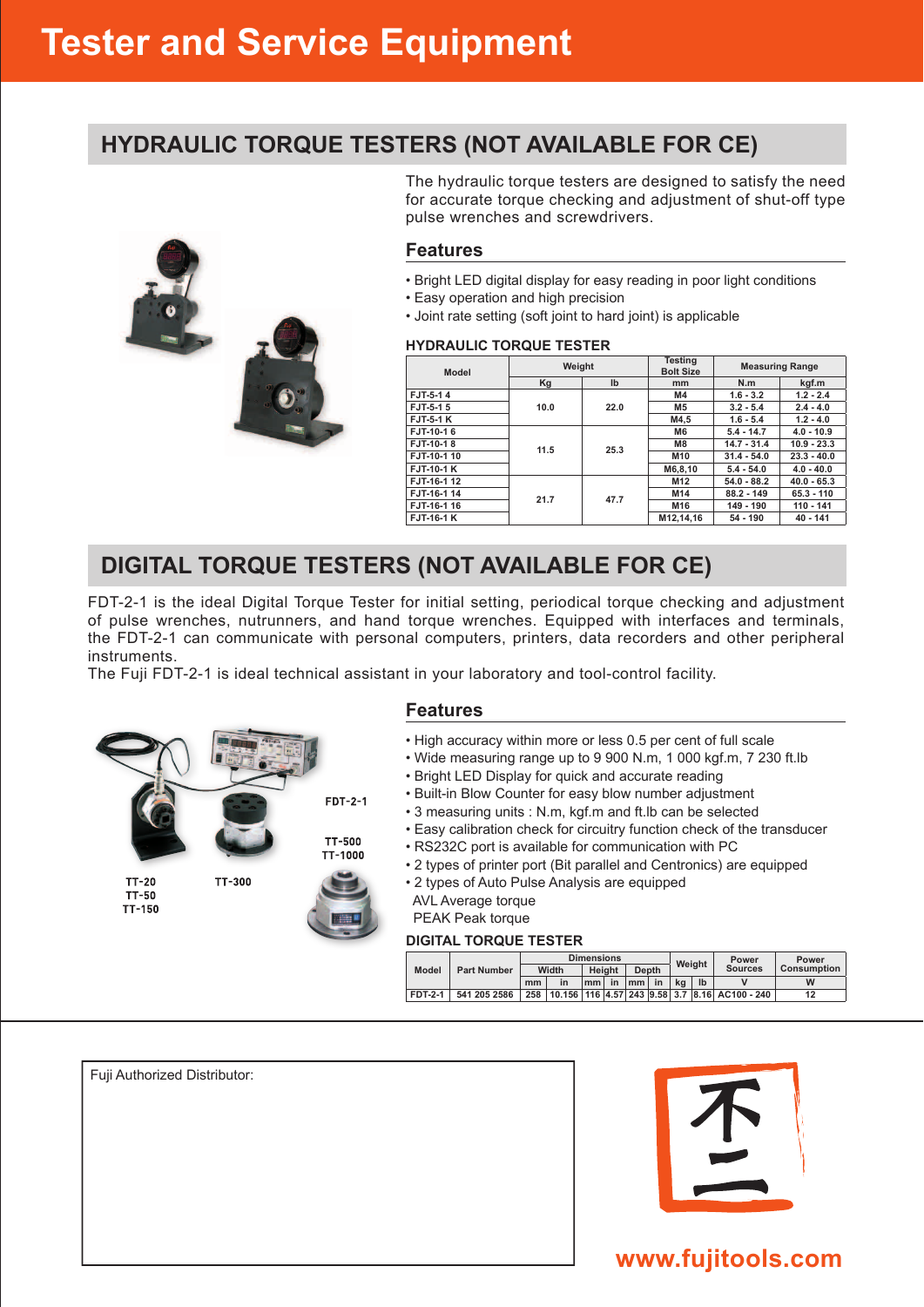# Tester and Service Equipment

## HYDRAULIC TORQUE TESTERS (NOT AVAILABLE FOR CE)

The hydraulic torque testers are designed to satisfy the need for accurate torque checking and adjustment of shut-off type pulse wrenches and screwdrivers.

### Features

- Bright LED digital display for easy reading in poor light conditions
- Easy operation and high precision
- Joint rate setting (soft joint to hard joint) is applicable

#### HYDRAULIC TORQUE TESTER

| Model | Weight | | Testing Bolt Size | Measuring Range | |
|---|---|---|---|---|---|
| | Kg | lb | mm | N.m | kgf.m |
| FJT-5-1 4 | 10.0 | 22.0 | M4 | 1.6 - 3.2 | 1.2 - 2.4 |
| FJT-5-1 5 | | | M5 | 3.2 - 5.4 | 2.4 - 4.0 |
| FJT-5-1 K | | | M4,5 | 1.6 - 5.4 | 1.2 - 4.0 |
| FJT-10-1 6 | 11.5 | 25.3 | M6 | 5.4 - 14.7 | 4.0 - 10.9 |
| FJT-10-1 8 | | | M8 | 14.7 - 31.4 | 10.9 - 23.3 |
| FJT-10-1 10 | | | M10 | 31.4 - 54.0 | 23.3 - 40.0 |
| FJT-10-1 K | | | M6,8,10 | 5.4 - 54.0 | 4.0 - 40.0 |
| FJT-16-1 12 | 21.7 | 47.7 | M12 | 54.0 - 88.2 | 40.0 - 65.3 |
| FJT-16-1 14 | | | M14 | 88.2 - 149 | 65.3 - 110 |
| FJT-16-1 16 | | | M16 | 149 - 190 | 110 - 141 |
| FJT-16-1 K | | | M12,14,16 | 54 - 190 | 40 - 141 |

## DIGITAL TORQUE TESTERS (NOT AVAILABLE FOR CE)

FDT-2-1 is the ideal Digital Torque Tester for initial setting, periodical torque checking and adjustment of pulse wrenches, nutrunners, and hand torque wrenches. Equipped with interfaces and terminals, the FDT-2-1 can communicate with personal computers, printers, data recorders and other peripheral instruments.
The Fuji FDT-2-1 is ideal technical assistant in your laboratory and tool-control facility.

FDT-2-1

TT-500
TT-1000

TT-20
TT-50
TT-150

TT-300

### Features

- High accuracy within more or less 0.5 per cent of full scale
- Wide measuring range up to 9 900 N.m, 1 000 kgf.m, 7 230 ft.lb
- Bright LED Display for quick and accurate reading
- Built-in Blow Counter for easy blow number adjustment
- 3 measuring units : N.m, kgf.m and ft.lb can be selected
- Easy calibration check for circuitry function check of the transducer
- RS232C port is available for communication with PC
- 2 types of printer port (Bit parallel and Centronics) are equipped
- 2 types of Auto Pulse Analysis are equipped
  AVL Average torque
  PEAK Peak torque

#### DIGITAL TORQUE TESTER

| Model | Part Number | Dimensions | | | | | | Weight | | Power Sources | Power Consumption |
|---|---|---|---|---|---|---|---|---|---|---|---|
| | | Width | | Height | | Depth | | | | | |
| | | mm | in | mm | in | mm | in | kg | lb | V | W |
| FDT-2-1 | 541 205 2586 | 258 | 10.156 | 116 | 4.57 | 243 | 9.58 | 3.7 | 8.16 | AC100 - 240 | 12 |

Fuji Authorized Distributor:

www.fujitools.com